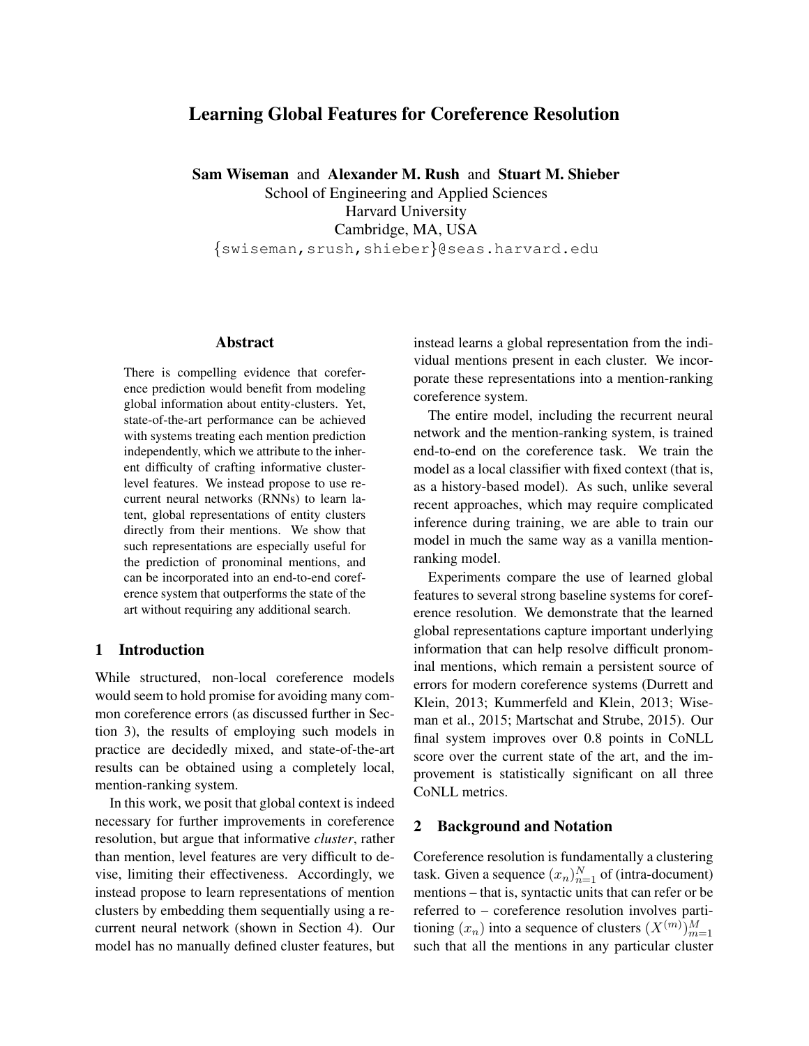# Learning Global Features for Coreference Resolution

**Sam Wiseman** and **Alexander M. Rush** and **Stuart M. Shieber**
School of Engineering and Applied Sciences
Harvard University
Cambridge, MA, USA
{swiseman,srush,shieber}@seas.harvard.edu

## Abstract

There is compelling evidence that coreference prediction would benefit from modeling global information about entity-clusters. Yet, state-of-the-art performance can be achieved with systems treating each mention prediction independently, which we attribute to the inherent difficulty of crafting informative cluster-level features. We instead propose to use recurrent neural networks (RNNs) to learn latent, global representations of entity clusters directly from their mentions. We show that such representations are especially useful for the prediction of pronominal mentions, and can be incorporated into an end-to-end coreference system that outperforms the state of the art without requiring any additional search.

## 1 Introduction

While structured, non-local coreference models would seem to hold promise for avoiding many common coreference errors (as discussed further in Section 3), the results of employing such models in practice are decidedly mixed, and state-of-the-art results can be obtained using a completely local, mention-ranking system.

In this work, we posit that global context is indeed necessary for further improvements in coreference resolution, but argue that informative *cluster*, rather than mention, level features are very difficult to devise, limiting their effectiveness. Accordingly, we instead propose to learn representations of mention clusters by embedding them sequentially using a recurrent neural network (shown in Section 4). Our model has no manually defined cluster features, but instead learns a global representation from the individual mentions present in each cluster. We incorporate these representations into a mention-ranking coreference system.

The entire model, including the recurrent neural network and the mention-ranking system, is trained end-to-end on the coreference task. We train the model as a local classifier with fixed context (that is, as a history-based model). As such, unlike several recent approaches, which may require complicated inference during training, we are able to train our model in much the same way as a vanilla mention-ranking model.

Experiments compare the use of learned global features to several strong baseline systems for coreference resolution. We demonstrate that the learned global representations capture important underlying information that can help resolve difficult pronominal mentions, which remain a persistent source of errors for modern coreference systems (Durrett and Klein, 2013; Kummerfeld and Klein, 2013; Wiseman et al., 2015; Martschat and Strube, 2015). Our final system improves over 0.8 points in CoNLL score over the current state of the art, and the improvement is statistically significant on all three CoNLL metrics.

## 2 Background and Notation

Coreference resolution is fundamentally a clustering task. Given a sequence $(x_n)_{n=1}^{N}$ of (intra-document) mentions – that is, syntactic units that can refer or be referred to – coreference resolution involves partitioning $(x_n)$ into a sequence of clusters $(X^{(m)})_{m=1}^{M}$ such that all the mentions in any particular cluster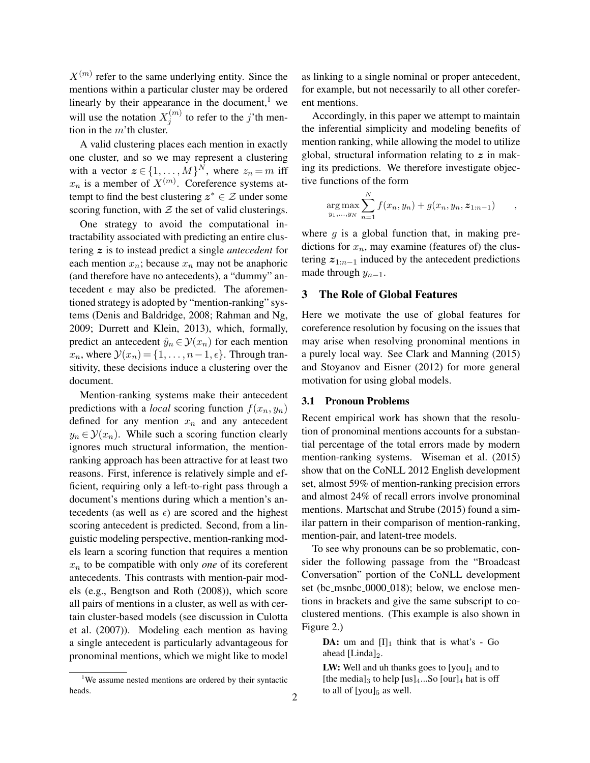$X^{(m)}$ refer to the same underlying entity. Since the mentions within a particular cluster may be ordered linearly by their appearance in the document,[1] we will use the notation $X_j^{(m)}$ to refer to the $j$'th mention in the $m$'th cluster.

A valid clustering places each mention in exactly one cluster, and so we may represent a clustering with a vector $\boldsymbol{z} \in \{1, \ldots, M\}^N$, where $z_n = m$ iff $x_n$ is a member of $X^{(m)}$. Coreference systems attempt to find the best clustering $\boldsymbol{z}^* \in \mathcal{Z}$ under some scoring function, with $\mathcal{Z}$ the set of valid clusterings.

One strategy to avoid the computational intractability associated with predicting an entire clustering $\boldsymbol{z}$ is to instead predict a single *antecedent* for each mention $x_n$; because $x_n$ may not be anaphoric (and therefore have no antecedents), a "dummy" antecedent $\epsilon$ may also be predicted. The aforementioned strategy is adopted by "mention-ranking" systems (Denis and Baldridge, 2008; Rahman and Ng, 2009; Durrett and Klein, 2013), which, formally, predict an antecedent $\hat{y}_n \in \mathcal{Y}(x_n)$ for each mention $x_n$, where $\mathcal{Y}(x_n) = \{1, \ldots, n-1, \epsilon\}$. Through transitivity, these decisions induce a clustering over the document.

Mention-ranking systems make their antecedent predictions with a *local* scoring function $f(x_n, y_n)$ defined for any mention $x_n$ and any antecedent $y_n \in \mathcal{Y}(x_n)$. While such a scoring function clearly ignores much structural information, the mention-ranking approach has been attractive for at least two reasons. First, inference is relatively simple and efficient, requiring only a left-to-right pass through a document's mentions during which a mention's antecedents (as well as $\epsilon$) are scored and the highest scoring antecedent is predicted. Second, from a linguistic modeling perspective, mention-ranking models learn a scoring function that requires a mention $x_n$ to be compatible with only *one* of its coreferent antecedents. This contrasts with mention-pair models (e.g., Bengtson and Roth (2008)), which score all pairs of mentions in a cluster, as well as with certain cluster-based models (see discussion in Culotta et al. (2007)). Modeling each mention as having a single antecedent is particularly advantageous for pronominal mentions, which we might like to model as linking to a single nominal or proper antecedent, for example, but not necessarily to all other coreferent mentions.

Accordingly, in this paper we attempt to maintain the inferential simplicity and modeling benefits of mention ranking, while allowing the model to utilize global, structural information relating to $\boldsymbol{z}$ in making its predictions. We therefore investigate objective functions of the form

$$\operatorname*{arg\,max}_{y_1,\ldots,y_N} \sum_{n=1}^{N} f(x_n, y_n) + g(x_n, y_n, \boldsymbol{z}_{1:n-1}) \quad ,$$

where $g$ is a global function that, in making predictions for $x_n$, may examine (features of) the clustering $\boldsymbol{z}_{1:n-1}$ induced by the antecedent predictions made through $y_{n-1}$.

## 3 The Role of Global Features

Here we motivate the use of global features for coreference resolution by focusing on the issues that may arise when resolving pronominal mentions in a purely local way. See Clark and Manning (2015) and Stoyanov and Eisner (2012) for more general motivation for using global models.

### 3.1 Pronoun Problems

Recent empirical work has shown that the resolution of pronominal mentions accounts for a substantial percentage of the total errors made by modern mention-ranking systems. Wiseman et al. (2015) show that on the CoNLL 2012 English development set, almost 59% of mention-ranking precision errors and almost 24% of recall errors involve pronominal mentions. Martschat and Strube (2015) found a similar pattern in their comparison of mention-ranking, mention-pair, and latent-tree models.

To see why pronouns can be so problematic, consider the following passage from the "Broadcast Conversation" portion of the CoNLL development set (bc_msnbc_0000_018); below, we enclose mentions in brackets and give the same subscript to co-clustered mentions. (This example is also shown in Figure 2.)

> **DA:** um and $[\text{I}]_1$ think that is what's - Go ahead $[\text{Linda}]_2$.
>
> **LW:** Well and uh thanks goes to $[\text{you}]_1$ and to $[\text{the media}]_3$ to help $[\text{us}]_4$...So $[\text{our}]_4$ hat is off to all of $[\text{you}]_5$ as well.

[1] We assume nested mentions are ordered by their syntactic heads.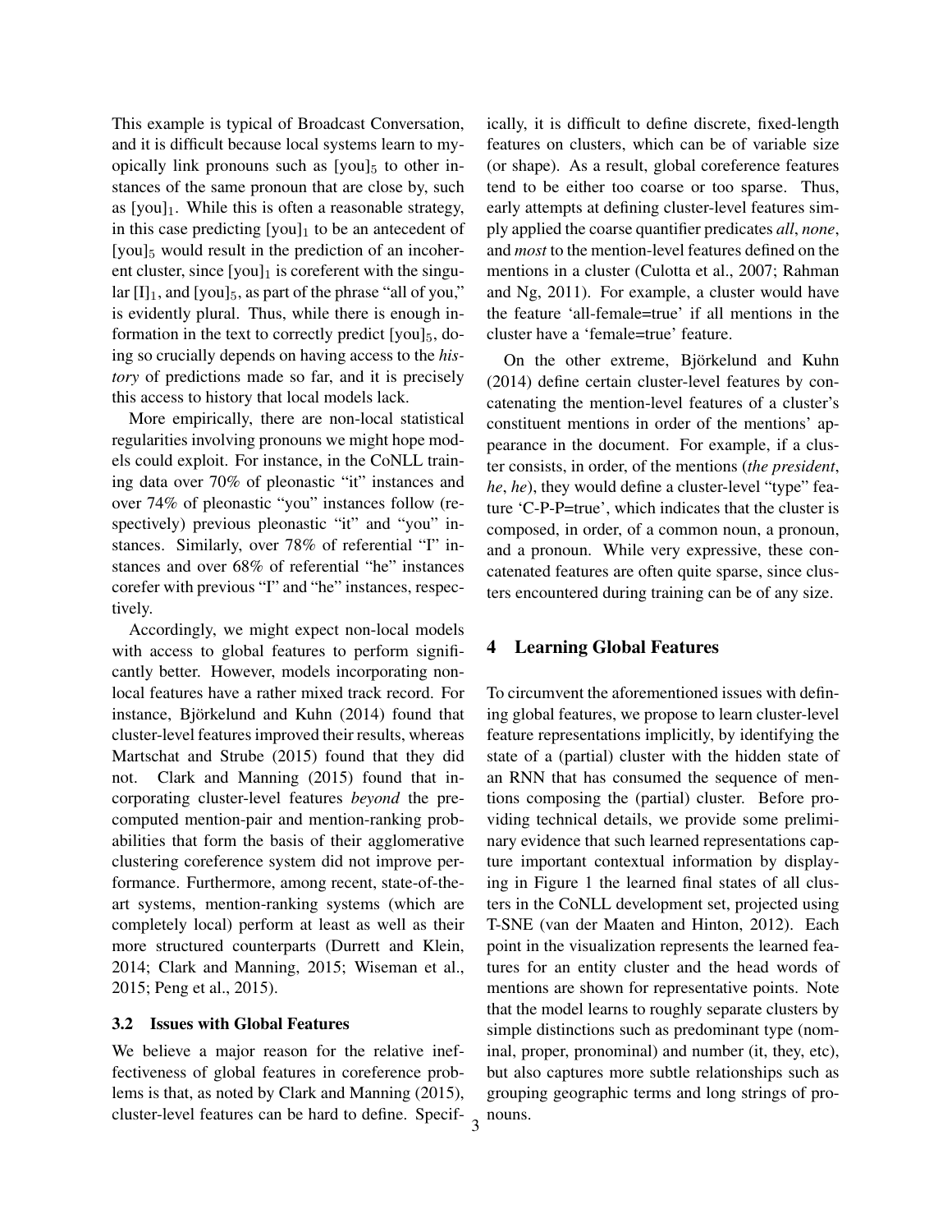This example is typical of Broadcast Conversation, and it is difficult because local systems learn to myopically link pronouns such as $[\text{you}]_5$ to other instances of the same pronoun that are close by, such as $[\text{you}]_1$. While this is often a reasonable strategy, in this case predicting $[\text{you}]_1$ to be an antecedent of $[\text{you}]_5$ would result in the prediction of an incoherent cluster, since $[\text{you}]_1$ is coreferent with the singular $[\text{I}]_1$, and $[\text{you}]_5$, as part of the phrase "all of you," is evidently plural. Thus, while there is enough information in the text to correctly predict $[\text{you}]_5$, doing so crucially depends on having access to the *history* of predictions made so far, and it is precisely this access to history that local models lack.

More empirically, there are non-local statistical regularities involving pronouns we might hope models could exploit. For instance, in the CoNLL training data over 70% of pleonastic "it" instances and over 74% of pleonastic "you" instances follow (respectively) previous pleonastic "it" and "you" instances. Similarly, over 78% of referential "I" instances and over 68% of referential "he" instances corefer with previous "I" and "he" instances, respectively.

Accordingly, we might expect non-local models with access to global features to perform significantly better. However, models incorporating nonlocal features have a rather mixed track record. For instance, Björkelund and Kuhn (2014) found that cluster-level features improved their results, whereas Martschat and Strube (2015) found that they did not. Clark and Manning (2015) found that incorporating cluster-level features *beyond* the precomputed mention-pair and mention-ranking probabilities that form the basis of their agglomerative clustering coreference system did not improve performance. Furthermore, among recent, state-of-the-art systems, mention-ranking systems (which are completely local) perform at least as well as their more structured counterparts (Durrett and Klein, 2014; Clark and Manning, 2015; Wiseman et al., 2015; Peng et al., 2015).

### 3.2 Issues with Global Features

We believe a major reason for the relative ineffectiveness of global features in coreference problems is that, as noted by Clark and Manning (2015), cluster-level features can be hard to define. Specifically, it is difficult to define discrete, fixed-length features on clusters, which can be of variable size (or shape). As a result, global coreference features tend to be either too coarse or too sparse. Thus, early attempts at defining cluster-level features simply applied the coarse quantifier predicates *all*, *none*, and *most* to the mention-level features defined on the mentions in a cluster (Culotta et al., 2007; Rahman and Ng, 2011). For example, a cluster would have the feature 'all-female=true' if all mentions in the cluster have a 'female=true' feature.

On the other extreme, Björkelund and Kuhn (2014) define certain cluster-level features by concatenating the mention-level features of a cluster's constituent mentions in order of the mentions' appearance in the document. For example, if a cluster consists, in order, of the mentions (*the president*, *he*, *he*), they would define a cluster-level "type" feature 'C-P-P=true', which indicates that the cluster is composed, in order, of a common noun, a pronoun, and a pronoun. While very expressive, these concatenated features are often quite sparse, since clusters encountered during training can be of any size.

## 4 Learning Global Features

To circumvent the aforementioned issues with defining global features, we propose to learn cluster-level feature representations implicitly, by identifying the state of a (partial) cluster with the hidden state of an RNN that has consumed the sequence of mentions composing the (partial) cluster. Before providing technical details, we provide some preliminary evidence that such learned representations capture important contextual information by displaying in Figure 1 the learned final states of all clusters in the CoNLL development set, projected using T-SNE (van der Maaten and Hinton, 2012). Each point in the visualization represents the learned features for an entity cluster and the head words of mentions are shown for representative points. Note that the model learns to roughly separate clusters by simple distinctions such as predominant type (nominal, proper, pronominal) and number (it, they, etc), but also captures more subtle relationships such as grouping geographic terms and long strings of pronouns.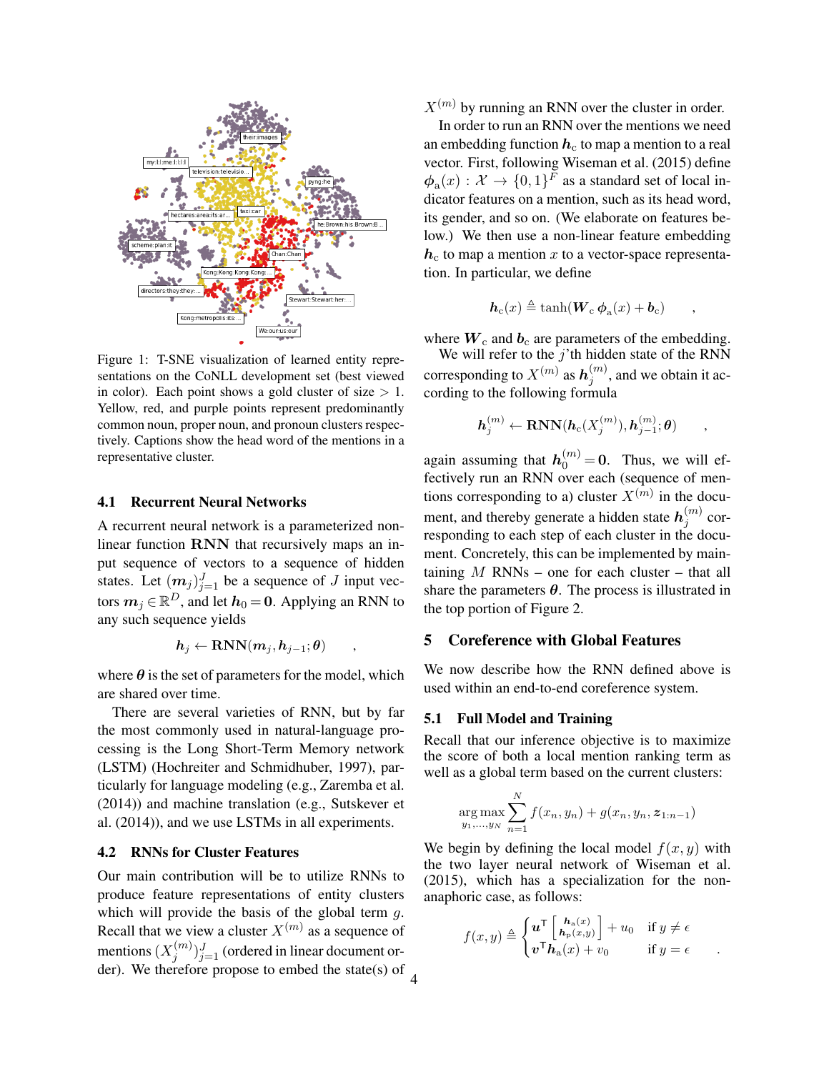Figure 1: T-SNE visualization of learned entity representations on the CoNLL development set (best viewed in color). Each point shows a gold cluster of size $> 1$. Yellow, red, and purple points represent predominantly common noun, proper noun, and pronoun clusters respectively. Captions show the head word of the mentions in a representative cluster.

### 4.1 Recurrent Neural Networks

A recurrent neural network is a parameterized non-linear function $\mathbf{RNN}$ that recursively maps an input sequence of vectors to a sequence of hidden states. Let $(\boldsymbol{m}_j)_{j=1}^J$ be a sequence of $J$ input vectors $\boldsymbol{m}_j \in \mathbb{R}^D$, and let $\boldsymbol{h}_0 = \boldsymbol{0}$. Applying an RNN to any such sequence yields

$$\boldsymbol{h}_j \leftarrow \mathbf{RNN}(\boldsymbol{m}_j, \boldsymbol{h}_{j-1}; \boldsymbol{\theta}) \qquad ,$$

where $\boldsymbol{\theta}$ is the set of parameters for the model, which are shared over time.

There are several varieties of RNN, but by far the most commonly used in natural-language processing is the Long Short-Term Memory network (LSTM) (Hochreiter and Schmidhuber, 1997), particularly for language modeling (e.g., Zaremba et al. (2014)) and machine translation (e.g., Sutskever et al. (2014)), and we use LSTMs in all experiments.

### 4.2 RNNs for Cluster Features

Our main contribution will be to utilize RNNs to produce feature representations of entity clusters which will provide the basis of the global term $g$. Recall that we view a cluster $X^{(m)}$ as a sequence of mentions $(X_j^{(m)})_{j=1}^J$ (ordered in linear document order). We therefore propose to embed the state(s) of $X^{(m)}$ by running an RNN over the cluster in order.

In order to run an RNN over the mentions we need an embedding function $\boldsymbol{h}_c$ to map a mention to a real vector. First, following Wiseman et al. (2015) define $\boldsymbol{\phi}_a(x) : \mathcal{X} \rightarrow \{0,1\}^F$ as a standard set of local indicator features on a mention, such as its head word, its gender, and so on. (We elaborate on features below.) We then use a non-linear feature embedding $\boldsymbol{h}_c$ to map a mention $x$ to a vector-space representation. In particular, we define

$$\boldsymbol{h}_c(x) \triangleq \tanh(\boldsymbol{W}_c\, \boldsymbol{\phi}_a(x) + \boldsymbol{b}_c) \qquad ,$$

where $\boldsymbol{W}_c$ and $\boldsymbol{b}_c$ are parameters of the embedding.

We will refer to the $j$'th hidden state of the RNN corresponding to $X^{(m)}$ as $\boldsymbol{h}_j^{(m)}$, and we obtain it according to the following formula

$$\boldsymbol{h}_j^{(m)} \leftarrow \mathbf{RNN}(\boldsymbol{h}_c(X_j^{(m)}), \boldsymbol{h}_{j-1}^{(m)}; \boldsymbol{\theta}) \qquad ,$$

again assuming that $\boldsymbol{h}_0^{(m)} = \boldsymbol{0}$. Thus, we will effectively run an RNN over each (sequence of mentions corresponding to a) cluster $X^{(m)}$ in the document, and thereby generate a hidden state $\boldsymbol{h}_j^{(m)}$ corresponding to each step of each cluster in the document. Concretely, this can be implemented by maintaining $M$ RNNs – one for each cluster – that all share the parameters $\boldsymbol{\theta}$. The process is illustrated in the top portion of Figure 2.

## 5 Coreference with Global Features

We now describe how the RNN defined above is used within an end-to-end coreference system.

### 5.1 Full Model and Training

Recall that our inference objective is to maximize the score of both a local mention ranking term as well as a global term based on the current clusters:

$$\operatorname*{arg\,max}_{y_1,\ldots,y_N} \sum_{n=1}^{N} f(x_n, y_n) + g(x_n, y_n, \boldsymbol{z}_{1:n-1})$$

We begin by defining the local model $f(x, y)$ with the two layer neural network of Wiseman et al. (2015), which has a specialization for the non-anaphoric case, as follows:

$$f(x,y) \triangleq \begin{cases} \boldsymbol{u}^\mathsf{T} \begin{bmatrix} \boldsymbol{h}_a(x) \\ \boldsymbol{h}_p(x,y) \end{bmatrix} + u_0 & \text{if } y \neq \epsilon \\ \boldsymbol{v}^\mathsf{T} \boldsymbol{h}_a(x) + v_0 & \text{if } y = \epsilon \end{cases} \qquad .$$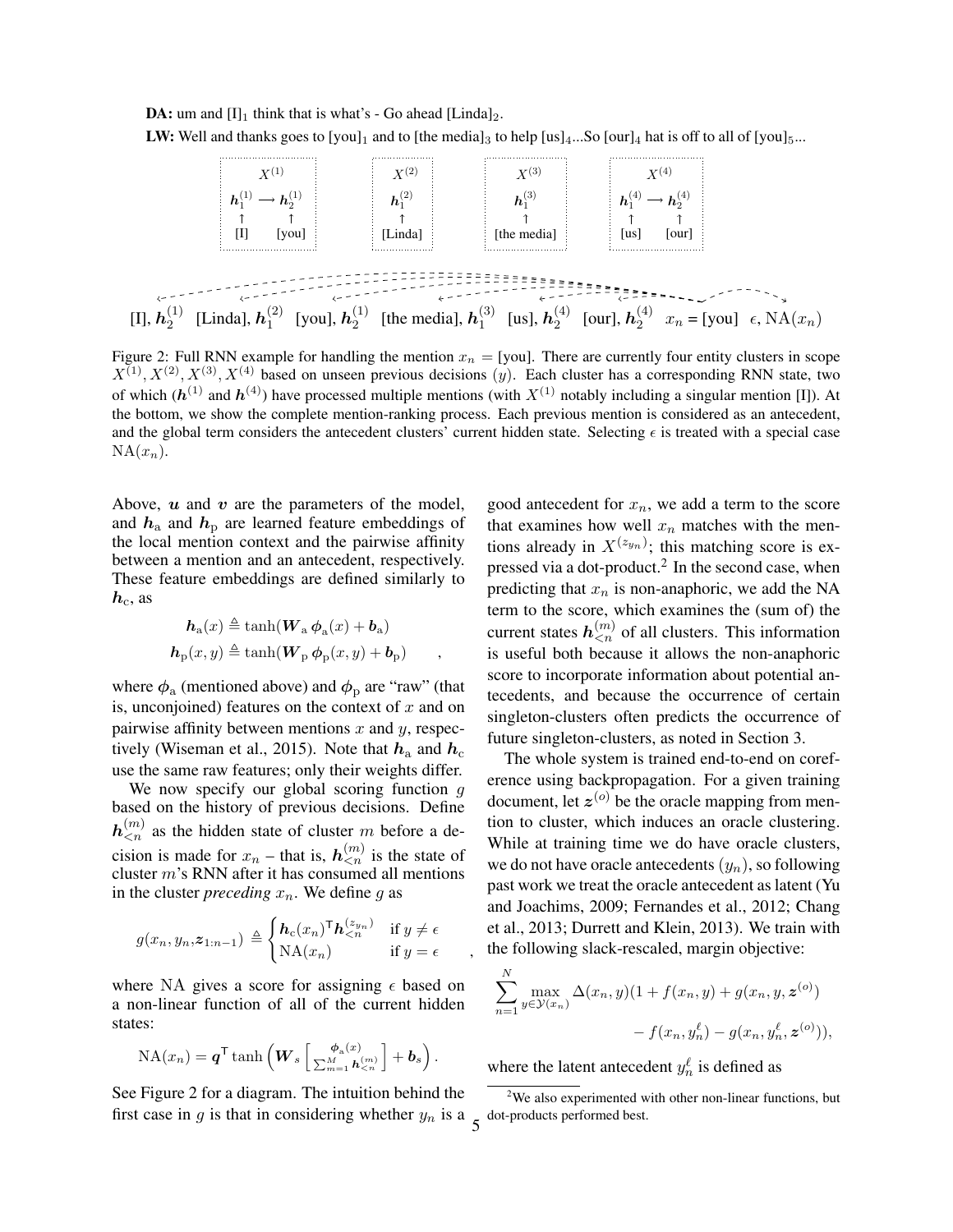**DA:** um and $[\text{I}]_1$ think that is what's - Go ahead $[\text{Linda}]_2$.

**LW:** Well and thanks goes to $[\text{you}]_1$ and to $[\text{the media}]_3$ to help $[\text{us}]_4$...So $[\text{our}]_4$ hat is off to all of $[\text{you}]_5$...

Figure 2: Full RNN example for handling the mention $x_n$ = [you]. There are currently four entity clusters in scope $X^{(1)}, X^{(2)}, X^{(3)}, X^{(4)}$ based on unseen previous decisions ($y$). Each cluster has a corresponding RNN state, two of which ($\boldsymbol{h}^{(1)}$ and $\boldsymbol{h}^{(4)}$) have processed multiple mentions (with $X^{(1)}$ notably including a singular mention [I]). At the bottom, we show the complete mention-ranking process. Each previous mention is considered as an antecedent, and the global term considers the antecedent clusters' current hidden state. Selecting $\epsilon$ is treated with a special case $\text{NA}(x_n)$.

Above, $\boldsymbol{u}$ and $\boldsymbol{v}$ are the parameters of the model, and $\boldsymbol{h}_{\text{a}}$ and $\boldsymbol{h}_{\text{p}}$ are learned feature embeddings of the local mention context and the pairwise affinity between a mention and an antecedent, respectively. These feature embeddings are defined similarly to $\boldsymbol{h}_{\text{c}}$, as

$$\boldsymbol{h}_{\text{a}}(x) \triangleq \tanh(\boldsymbol{W}_{\text{a}}\, \boldsymbol{\phi}_{\text{a}}(x) + \boldsymbol{b}_{\text{a}})$$
$$\boldsymbol{h}_{\text{p}}(x, y) \triangleq \tanh(\boldsymbol{W}_{\text{p}}\, \boldsymbol{\phi}_{\text{p}}(x, y) + \boldsymbol{b}_{\text{p}}) \qquad ,$$

where $\boldsymbol{\phi}_{\text{a}}$ (mentioned above) and $\boldsymbol{\phi}_{\text{p}}$ are "raw" (that is, unconjoined) features on the context of $x$ and on pairwise affinity between mentions $x$ and $y$, respectively (Wiseman et al., 2015). Note that $\boldsymbol{h}_{\text{a}}$ and $\boldsymbol{h}_{\text{c}}$ use the same raw features; only their weights differ.

We now specify our global scoring function $g$ based on the history of previous decisions. Define $\boldsymbol{h}_{<n}^{(m)}$ as the hidden state of cluster $m$ before a decision is made for $x_n$ – that is, $\boldsymbol{h}_{<n}^{(m)}$ is the state of cluster $m$'s RNN after it has consumed all mentions in the cluster *preceding* $x_n$. We define $g$ as

$$g(x_n, y_n, \boldsymbol{z}_{1:n-1}) \triangleq \begin{cases} \boldsymbol{h}_{\text{c}}(x_n)^{\mathsf{T}} \boldsymbol{h}_{<n}^{(z_{y_n})} & \text{if } y \neq \epsilon \\ \text{NA}(x_n) & \text{if } y = \epsilon \end{cases} \quad ,$$

where NA gives a score for assigning $\epsilon$ based on a non-linear function of all of the current hidden states:

$$\text{NA}(x_n) = \boldsymbol{q}^{\mathsf{T}} \tanh\left(\boldsymbol{W}_s \begin{bmatrix} \boldsymbol{\phi}_{\text{a}}(x) \\ \sum_{m=1}^{M} \boldsymbol{h}_{<n}^{(m)} \end{bmatrix} + \boldsymbol{b}_s\right).$$

See Figure 2 for a diagram. The intuition behind the first case in $g$ is that in considering whether $y_n$ is a good antecedent for $x_n$, we add a term to the score that examines how well $x_n$ matches with the mentions already in $X^{(z_{y_n})}$; this matching score is expressed via a dot-product.[2] In the second case, when predicting that $x_n$ is non-anaphoric, we add the NA term to the score, which examines the (sum of) the current states $\boldsymbol{h}_{<n}^{(m)}$ of all clusters. This information is useful both because it allows the non-anaphoric score to incorporate information about potential antecedents, and because the occurrence of certain singleton-clusters often predicts the occurrence of future singleton-clusters, as noted in Section 3.

The whole system is trained end-to-end on coreference using backpropagation. For a given training document, let $\boldsymbol{z}^{(o)}$ be the oracle mapping from mention to cluster, which induces an oracle clustering. While at training time we do have oracle clusters, we do not have oracle antecedents ($y_n$), so following past work we treat the oracle antecedent as latent (Yu and Joachims, 2009; Fernandes et al., 2012; Chang et al., 2013; Durrett and Klein, 2013). We train with the following slack-rescaled, margin objective:

$$\sum_{n=1}^{N} \max_{y \in \mathcal{Y}(x_n)} \Delta(x_n, y)(1 + f(x_n, y) + g(x_n, y, \boldsymbol{z}^{(o)}) - f(x_n, y_n^{\ell}) - g(x_n, y_n^{\ell}, \boldsymbol{z}^{(o)})),$$

where the latent antecedent $y_n^{\ell}$ is defined as

[2] We also experimented with other non-linear functions, but dot-products performed best.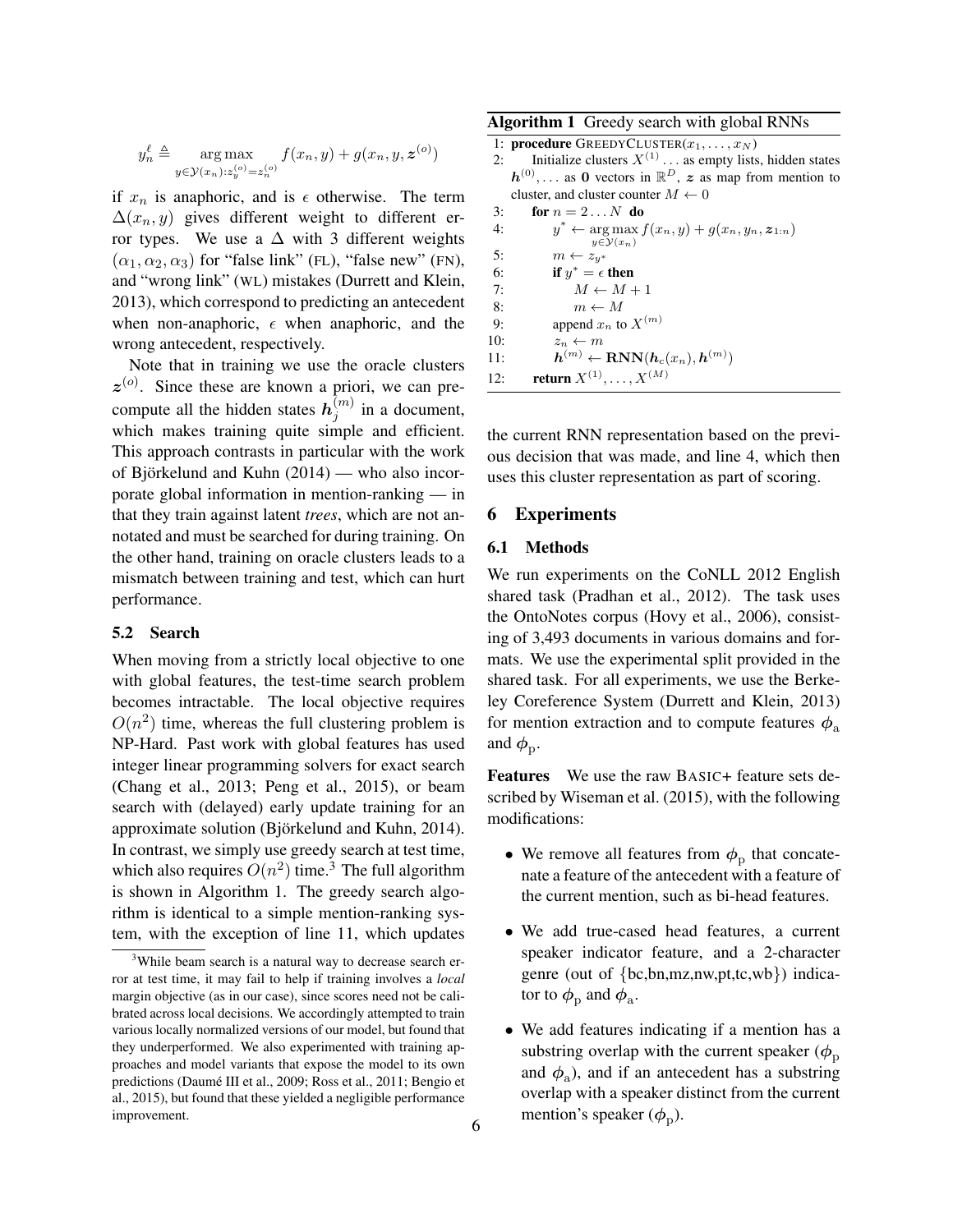$$y_n^\ell \triangleq \operatorname*{arg\,max}_{y \in \mathcal{Y}(x_n): z_y^{(o)} = z_n^{(o)}} f(x_n, y) + g(x_n, y, \boldsymbol{z}^{(o)})$$

if $x_n$ is anaphoric, and is $\epsilon$ otherwise. The term $\Delta(x_n, y)$ gives different weight to different error types. We use a $\Delta$ with 3 different weights $(\alpha_1, \alpha_2, \alpha_3)$ for "false link" (FL), "false new" (FN), and "wrong link" (WL) mistakes (Durrett and Klein, 2013), which correspond to predicting an antecedent when non-anaphoric, $\epsilon$ when anaphoric, and the wrong antecedent, respectively.

Note that in training we use the oracle clusters $\boldsymbol{z}^{(o)}$. Since these are known a priori, we can precompute all the hidden states $\boldsymbol{h}_j^{(m)}$ in a document, which makes training quite simple and efficient. This approach contrasts in particular with the work of Björkelund and Kuhn (2014) — who also incorporate global information in mention-ranking — in that they train against latent *trees*, which are not annotated and must be searched for during training. On the other hand, training on oracle clusters leads to a mismatch between training and test, which can hurt performance.

### 5.2 Search

When moving from a strictly local objective to one with global features, the test-time search problem becomes intractable. The local objective requires $O(n^2)$ time, whereas the full clustering problem is NP-Hard. Past work with global features has used integer linear programming solvers for exact search (Chang et al., 2013; Peng et al., 2015), or beam search with (delayed) early update training for an approximate solution (Björkelund and Kuhn, 2014). In contrast, we simply use greedy search at test time, which also requires $O(n^2)$ time.[3] The full algorithm is shown in Algorithm 1. The greedy search algorithm is identical to a simple mention-ranking system, with the exception of line 11, which updates the current RNN representation based on the previous decision that was made, and line 4, which then uses this cluster representation as part of scoring.

**Algorithm 1** Greedy search with global RNNs

```
1:  procedure GREEDYCLUSTER(x_1, ..., x_N)
2:      Initialize clusters X^(1) ... as empty lists, hidden states
        h^(0), ... as 0 vectors in R^D, z as map from mention to
        cluster, and cluster counter M ← 0
3:      for n = 2 ... N do
4:          y* ← argmax_{y ∈ Y(x_n)} f(x_n, y) + g(x_n, y_n, z_{1:n})
5:          m ← z_{y*}
6:          if y* = ε then
7:              M ← M + 1
8:              m ← M
9:          append x_n to X^(m)
10:         z_n ← m
11:         h^(m) ← RNN(h_c(x_n), h^(m))
12:     return X^(1), ..., X^(M)
```

[3] While beam search is a natural way to decrease search error at test time, it may fail to help if training involves a *local* margin objective (as in our case), since scores need not be calibrated across local decisions. We accordingly attempted to train various locally normalized versions of our model, but found that they underperformed. We also experimented with training approaches and model variants that expose the model to its own predictions (Daumé III et al., 2009; Ross et al., 2011; Bengio et al., 2015), but found that these yielded a negligible performance improvement.

## 6 Experiments

### 6.1 Methods

We run experiments on the CoNLL 2012 English shared task (Pradhan et al., 2012). The task uses the OntoNotes corpus (Hovy et al., 2006), consisting of 3,493 documents in various domains and formats. We use the experimental split provided in the shared task. For all experiments, we use the Berkeley Coreference System (Durrett and Klein, 2013) for mention extraction and to compute features $\boldsymbol{\phi}_\text{a}$ and $\boldsymbol{\phi}_\text{p}$.

**Features** We use the raw BASIC+ feature sets described by Wiseman et al. (2015), with the following modifications:

- We remove all features from $\boldsymbol{\phi}_\text{p}$ that concatenate a feature of the antecedent with a feature of the current mention, such as bi-head features.
- We add true-cased head features, a current speaker indicator feature, and a 2-character genre (out of {bc,bn,mz,nw,pt,tc,wb}) indicator to $\boldsymbol{\phi}_\text{p}$ and $\boldsymbol{\phi}_\text{a}$.
- We add features indicating if a mention has a substring overlap with the current speaker ($\boldsymbol{\phi}_\text{p}$ and $\boldsymbol{\phi}_\text{a}$), and if an antecedent has a substring overlap with a speaker distinct from the current mention's speaker ($\boldsymbol{\phi}_\text{p}$).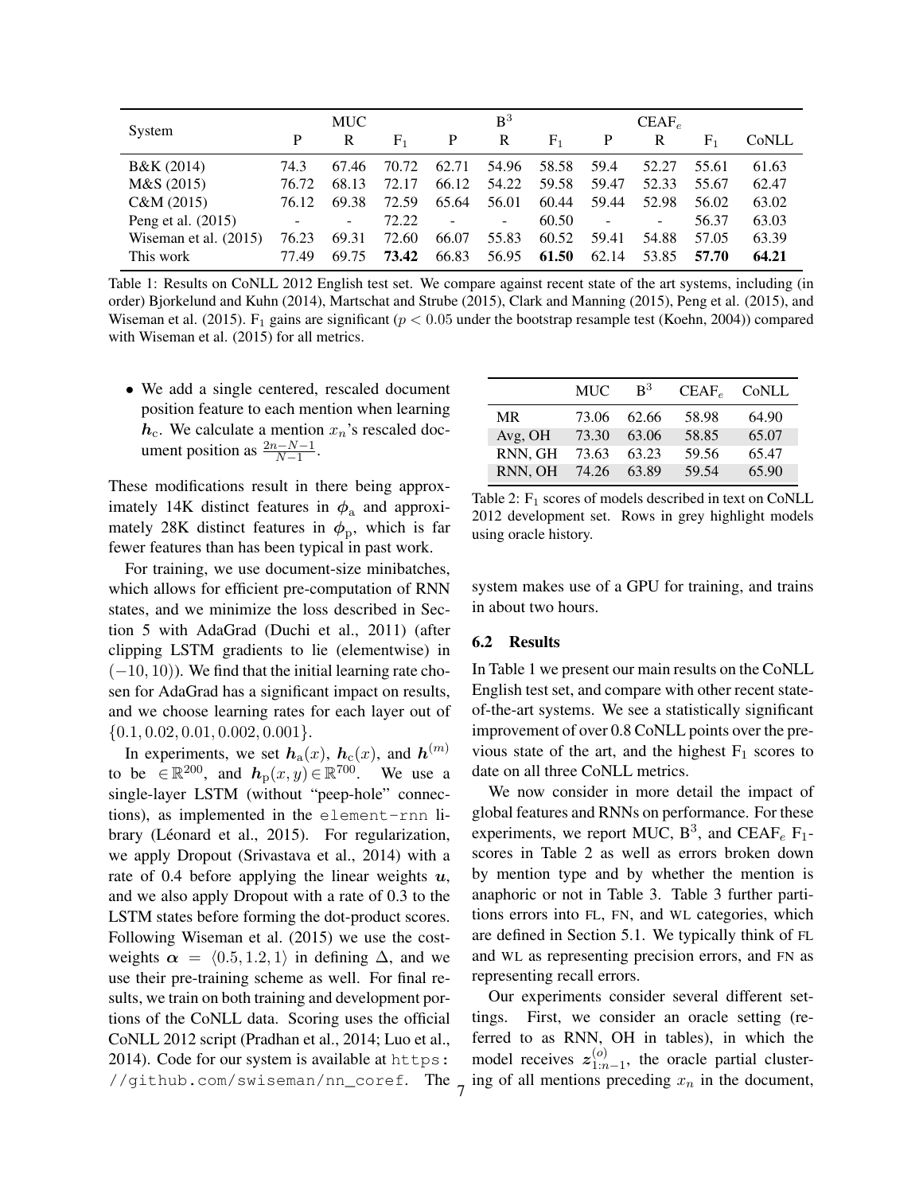| System | MUC | | | $B^3$ | | | $CEAF_e$ | | | |
|---|---|---|---|---|---|---|---|---|---|---|
| | P | R | $F_1$ | P | R | $F_1$ | P | R | $F_1$ | CoNLL |
| B&K (2014) | 74.3 | 67.46 | 70.72 | 62.71 | 54.96 | 58.58 | 59.4 | 52.27 | 55.61 | 61.63 |
| M&S (2015) | 76.72 | 68.13 | 72.17 | 66.12 | 54.22 | 59.58 | 59.47 | 52.33 | 55.67 | 62.47 |
| C&M (2015) | 76.12 | 69.38 | 72.59 | 65.64 | 56.01 | 60.44 | 59.44 | 52.98 | 56.02 | 63.02 |
| Peng et al. (2015) | - | - | 72.22 | - | - | 60.50 | - | - | 56.37 | 63.03 |
| Wiseman et al. (2015) | 76.23 | 69.31 | 72.60 | 66.07 | 55.83 | 60.52 | 59.41 | 54.88 | 57.05 | 63.39 |
| This work | 77.49 | 69.75 | **73.42** | 66.83 | 56.95 | **61.50** | 62.14 | 53.85 | **57.70** | **64.21** |

Table 1: Results on CoNLL 2012 English test set. We compare against recent state of the art systems, including (in order) Bjorkelund and Kuhn (2014), Martschat and Strube (2015), Clark and Manning (2015), Peng et al. (2015), and Wiseman et al. (2015). $F_1$ gains are significant ($p < 0.05$ under the bootstrap resample test (Koehn, 2004)) compared with Wiseman et al. (2015) for all metrics.

- We add a single centered, rescaled document position feature to each mention when learning $\boldsymbol{h}_{\text{c}}$. We calculate a mention $x_n$'s rescaled document position as $\frac{2n-N-1}{N-1}$.

These modifications result in there being approximately 14K distinct features in $\boldsymbol{\phi}_{\text{a}}$ and approximately 28K distinct features in $\boldsymbol{\phi}_{\text{p}}$, which is far fewer features than has been typical in past work.

For training, we use document-size minibatches, which allows for efficient pre-computation of RNN states, and we minimize the loss described in Section 5 with AdaGrad (Duchi et al., 2011) (after clipping LSTM gradients to lie (elementwise) in $(-10, 10)$). We find that the initial learning rate chosen for AdaGrad has a significant impact on results, and we choose learning rates for each layer out of $\{0.1, 0.02, 0.01, 0.002, 0.001\}$.

In experiments, we set $\boldsymbol{h}_{\text{a}}(x)$, $\boldsymbol{h}_{\text{c}}(x)$, and $\boldsymbol{h}^{(m)}$ to be $\in \mathbb{R}^{200}$, and $\boldsymbol{h}_{\text{p}}(x, y) \in \mathbb{R}^{700}$. We use a single-layer LSTM (without "peep-hole" connections), as implemented in the element-rnn library (Léonard et al., 2015). For regularization, we apply Dropout (Srivastava et al., 2014) with a rate of 0.4 before applying the linear weights $\boldsymbol{u}$, and we also apply Dropout with a rate of 0.3 to the LSTM states before forming the dot-product scores. Following Wiseman et al. (2015) we use the cost-weights $\boldsymbol{\alpha} = \langle 0.5, 1.2, 1 \rangle$ in defining $\Delta$, and we use their pre-training scheme as well. For final results, we train on both training and development portions of the CoNLL data. Scoring uses the official CoNLL 2012 script (Pradhan et al., 2014; Luo et al., 2014). Code for our system is available at https://github.com/swiseman/nn_coref. The system makes use of a GPU for training, and trains in about two hours.

| | MUC | $B^3$ | $CEAF_e$ | CoNLL |
|---|---|---|---|---|
| MR | 73.06 | 62.66 | 58.98 | 64.90 |
| Avg, OH | 73.30 | 63.06 | 58.85 | 65.07 |
| RNN, GH | 73.63 | 63.23 | 59.56 | 65.47 |
| RNN, OH | 74.26 | 63.89 | 59.54 | 65.90 |

Table 2: $F_1$ scores of models described in text on CoNLL 2012 development set. Rows in grey highlight models using oracle history.

### 6.2 Results

In Table 1 we present our main results on the CoNLL English test set, and compare with other recent state-of-the-art systems. We see a statistically significant improvement of over 0.8 CoNLL points over the previous state of the art, and the highest $F_1$ scores to date on all three CoNLL metrics.

We now consider in more detail the impact of global features and RNNs on performance. For these experiments, we report MUC, $B^3$, and $CEAF_e$ $F_1$-scores in Table 2 as well as errors broken down by mention type and by whether the mention is anaphoric or not in Table 3. Table 3 further partitions errors into FL, FN, and WL categories, which are defined in Section 5.1. We typically think of FL and WL as representing precision errors, and FN as representing recall errors.

Our experiments consider several different settings. First, we consider an oracle setting (referred to as RNN, OH in tables), in which the model receives $\boldsymbol{z}^{(o)}_{1:n-1}$, the oracle partial clustering of all mentions preceding $x_n$ in the document,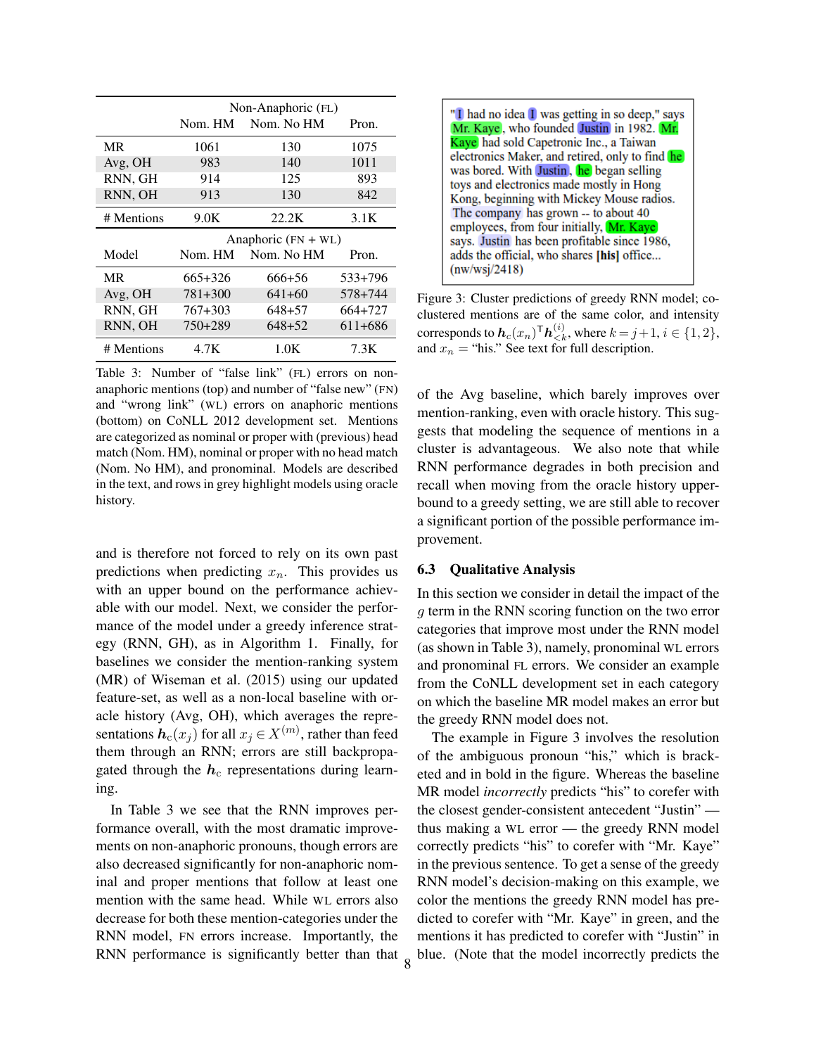| | Non-Anaphoric (FL) | | |
|---|---|---|---|
| | Nom. HM | Nom. No HM | Pron. |
| MR | 1061 | 130 | 1075 |
| Avg, OH | 983 | 140 | 1011 |
| RNN, GH | 914 | 125 | 893 |
| RNN, OH | 913 | 130 | 842 |
| # Mentions | 9.0K | 22.2K | 3.1K |
| | **Anaphoric (FN + WL)** | | |
| Model | Nom. HM | Nom. No HM | Pron. |
| MR | 665+326 | 666+56 | 533+796 |
| Avg, OH | 781+300 | 641+60 | 578+744 |
| RNN, GH | 767+303 | 648+57 | 664+727 |
| RNN, OH | 750+289 | 648+52 | 611+686 |
| # Mentions | 4.7K | 1.0K | 7.3K |

Table 3: Number of "false link" (FL) errors on non-anaphoric mentions (top) and number of "false new" (FN) and "wrong link" (WL) errors on anaphoric mentions (bottom) on CoNLL 2012 development set. Mentions are categorized as nominal or proper with (previous) head match (Nom. HM), nominal or proper with no head match (Nom. No HM), and pronominal. Models are described in the text, and rows in grey highlight models using oracle history.

and is therefore not forced to rely on its own past predictions when predicting $x_n$. This provides us with an upper bound on the performance achievable with our model. Next, we consider the performance of the model under a greedy inference strategy (RNN, GH), as in Algorithm 1. Finally, for baselines we consider the mention-ranking system (MR) of Wiseman et al. (2015) using our updated feature-set, as well as a non-local baseline with oracle history (Avg, OH), which averages the representations $\boldsymbol{h}_c(x_j)$ for all $x_j \in X^{(m)}$, rather than feed them through an RNN; errors are still backpropagated through the $\boldsymbol{h}_c$ representations during learning.

In Table 3 we see that the RNN improves performance overall, with the most dramatic improvements on non-anaphoric pronouns, though errors are also decreased significantly for non-anaphoric nominal and proper mentions that follow at least one mention with the same head. While WL errors also decrease for both these mention-categories under the RNN model, FN errors increase. Importantly, the RNN performance is significantly better than that of the Avg baseline, which barely improves over mention-ranking, even with oracle history. This suggests that modeling the sequence of mentions in a cluster is advantageous. We also note that while RNN performance degrades in both precision and recall when moving from the oracle history upper-bound to a greedy setting, we are still able to recover a significant portion of the possible performance improvement.

"I had no idea I was getting in so deep," says Mr. Kaye, who founded Justin in 1982. Mr. Kaye had sold Capetronic Inc., a Taiwan electronics Maker, and retired, only to find he was bored. With Justin, he began selling toys and electronics made mostly in Hong Kong, beginning with Mickey Mouse radios. The company has grown -- to about 40 employees, from four initially, Mr. Kaye says. Justin has been profitable since 1986, adds the official, who shares **[his]** office... (nw/wsj/2418)

Figure 3: Cluster predictions of greedy RNN model; co-clustered mentions are of the same color, and intensity corresponds to $\boldsymbol{h}_c(x_n)^{\mathsf{T}}\boldsymbol{h}_{<k}^{(i)}$, where $k = j+1, i \in \{1, 2\}$, and $x_n$ = "his." See text for full description.

### 6.3 Qualitative Analysis

In this section we consider in detail the impact of the $g$ term in the RNN scoring function on the two error categories that improve most under the RNN model (as shown in Table 3), namely, pronominal WL errors and pronominal FL errors. We consider an example from the CoNLL development set in each category on which the baseline MR model makes an error but the greedy RNN model does not.

The example in Figure 3 involves the resolution of the ambiguous pronoun "his," which is bracketed and in bold in the figure. Whereas the baseline MR model *incorrectly* predicts "his" to corefer with the closest gender-consistent antecedent "Justin" — thus making a WL error — the greedy RNN model correctly predicts "his" to corefer with "Mr. Kaye" in the previous sentence. To get a sense of the greedy RNN model's decision-making on this example, we color the mentions the greedy RNN model has predicted to corefer with "Mr. Kaye" in green, and the mentions it has predicted to corefer with "Justin" in blue. (Note that the model incorrectly predicts the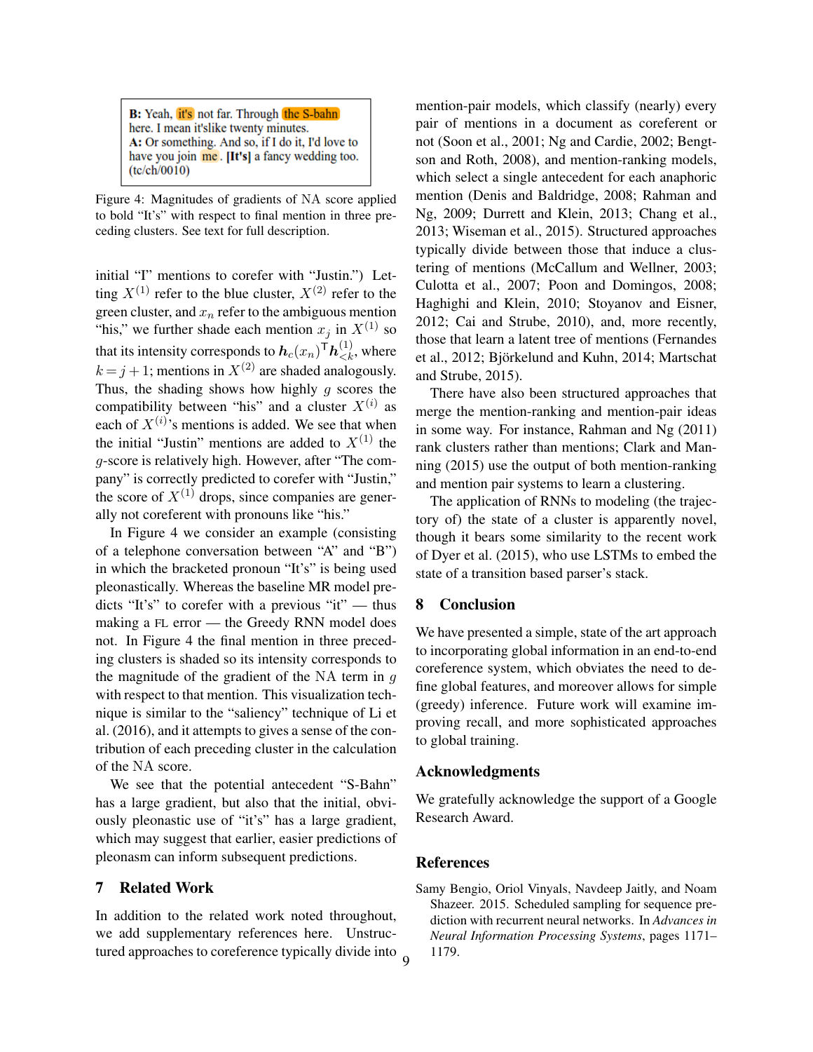**B:** Yeah, it's not far. Through the S-bahn here. I mean it'slike twenty minutes.
**A:** Or something. And so, if I do it, I'd love to have you join me. **[It's]** a fancy wedding too. (tc/ch/0010)

Figure 4: Magnitudes of gradients of NA score applied to bold "It's" with respect to final mention in three preceding clusters. See text for full description.

initial "I" mentions to corefer with "Justin.") Letting $X^{(1)}$ refer to the blue cluster, $X^{(2)}$ refer to the green cluster, and $x_n$ refer to the ambiguous mention "his," we further shade each mention $x_j$ in $X^{(1)}$ so that its intensity corresponds to $\boldsymbol{h}_c(x_n)^\mathsf{T}\boldsymbol{h}^{(1)}_{<k}$, where $k = j+1$; mentions in $X^{(2)}$ are shaded analogously. Thus, the shading shows how highly $g$ scores the compatibility between "his" and a cluster $X^{(i)}$ as each of $X^{(i)}$'s mentions is added. We see that when the initial "Justin" mentions are added to $X^{(1)}$ the $g$-score is relatively high. However, after "The company" is correctly predicted to corefer with "Justin," the score of $X^{(1)}$ drops, since companies are generally not coreferent with pronouns like "his."

In Figure 4 we consider an example (consisting of a telephone conversation between "A" and "B") in which the bracketed pronoun "It's" is being used pleonastically. Whereas the baseline MR model predicts "It's" to corefer with a previous "it" — thus making a FL error — the Greedy RNN model does not. In Figure 4 the final mention in three preceding clusters is shaded so its intensity corresponds to the magnitude of the gradient of the NA term in $g$ with respect to that mention. This visualization technique is similar to the "saliency" technique of Li et al. (2016), and it attempts to gives a sense of the contribution of each preceding cluster in the calculation of the NA score.

We see that the potential antecedent "S-Bahn" has a large gradient, but also that the initial, obviously pleonastic use of "it's" has a large gradient, which may suggest that earlier, easier predictions of pleonasm can inform subsequent predictions.

## 7 Related Work

In addition to the related work noted throughout, we add supplementary references here. Unstructured approaches to coreference typically divide into mention-pair models, which classify (nearly) every pair of mentions in a document as coreferent or not (Soon et al., 2001; Ng and Cardie, 2002; Bengtson and Roth, 2008), and mention-ranking models, which select a single antecedent for each anaphoric mention (Denis and Baldridge, 2008; Rahman and Ng, 2009; Durrett and Klein, 2013; Chang et al., 2013; Wiseman et al., 2015). Structured approaches typically divide between those that induce a clustering of mentions (McCallum and Wellner, 2003; Culotta et al., 2007; Poon and Domingos, 2008; Haghighi and Klein, 2010; Stoyanov and Eisner, 2012; Cai and Strube, 2010), and, more recently, those that learn a latent tree of mentions (Fernandes et al., 2012; Björkelund and Kuhn, 2014; Martschat and Strube, 2015).

There have also been structured approaches that merge the mention-ranking and mention-pair ideas in some way. For instance, Rahman and Ng (2011) rank clusters rather than mentions; Clark and Manning (2015) use the output of both mention-ranking and mention pair systems to learn a clustering.

The application of RNNs to modeling (the trajectory of) the state of a cluster is apparently novel, though it bears some similarity to the recent work of Dyer et al. (2015), who use LSTMs to embed the state of a transition based parser's stack.

## 8 Conclusion

We have presented a simple, state of the art approach to incorporating global information in an end-to-end coreference system, which obviates the need to define global features, and moreover allows for simple (greedy) inference. Future work will examine improving recall, and more sophisticated approaches to global training.

## Acknowledgments

We gratefully acknowledge the support of a Google Research Award.

## References

Samy Bengio, Oriol Vinyals, Navdeep Jaitly, and Noam Shazeer. 2015. Scheduled sampling for sequence prediction with recurrent neural networks. In *Advances in Neural Information Processing Systems*, pages 1171–1179.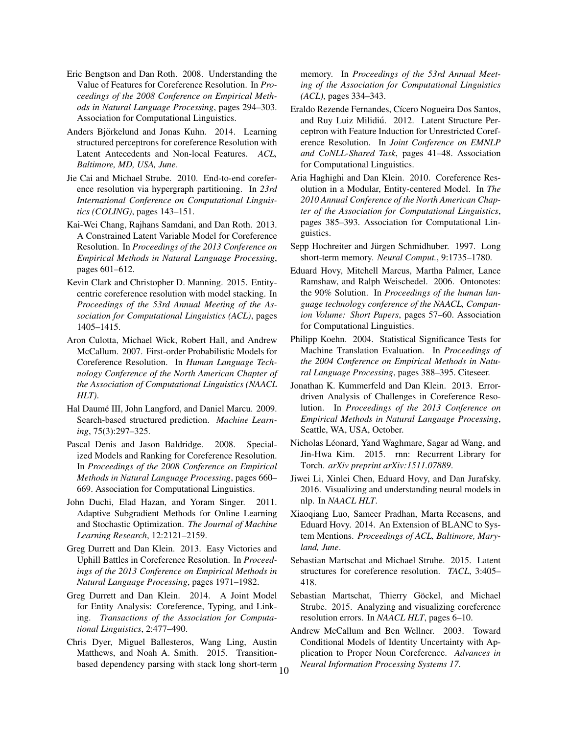Eric Bengtson and Dan Roth. 2008. Understanding the Value of Features for Coreference Resolution. In *Proceedings of the 2008 Conference on Empirical Methods in Natural Language Processing*, pages 294–303. Association for Computational Linguistics.

Anders Björkelund and Jonas Kuhn. 2014. Learning structured perceptrons for coreference Resolution with Latent Antecedents and Non-local Features. *ACL, Baltimore, MD, USA, June*.

Jie Cai and Michael Strube. 2010. End-to-end coreference resolution via hypergraph partitioning. In *23rd International Conference on Computational Linguistics (COLING)*, pages 143–151.

Kai-Wei Chang, Rajhans Samdani, and Dan Roth. 2013. A Constrained Latent Variable Model for Coreference Resolution. In *Proceedings of the 2013 Conference on Empirical Methods in Natural Language Processing*, pages 601–612.

Kevin Clark and Christopher D. Manning. 2015. Entity-centric coreference resolution with model stacking. In *Proceedings of the 53rd Annual Meeting of the Association for Computational Linguistics (ACL)*, pages 1405–1415.

Aron Culotta, Michael Wick, Robert Hall, and Andrew McCallum. 2007. First-order Probabilistic Models for Coreference Resolution. In *Human Language Technology Conference of the North American Chapter of the Association of Computational Linguistics (NAACL HLT)*.

Hal Daumé III, John Langford, and Daniel Marcu. 2009. Search-based structured prediction. *Machine Learning*, 75(3):297–325.

Pascal Denis and Jason Baldridge. 2008. Specialized Models and Ranking for Coreference Resolution. In *Proceedings of the 2008 Conference on Empirical Methods in Natural Language Processing*, pages 660–669. Association for Computational Linguistics.

John Duchi, Elad Hazan, and Yoram Singer. 2011. Adaptive Subgradient Methods for Online Learning and Stochastic Optimization. *The Journal of Machine Learning Research*, 12:2121–2159.

Greg Durrett and Dan Klein. 2013. Easy Victories and Uphill Battles in Coreference Resolution. In *Proceedings of the 2013 Conference on Empirical Methods in Natural Language Processing*, pages 1971–1982.

Greg Durrett and Dan Klein. 2014. A Joint Model for Entity Analysis: Coreference, Typing, and Linking. *Transactions of the Association for Computational Linguistics*, 2:477–490.

Chris Dyer, Miguel Ballesteros, Wang Ling, Austin Matthews, and Noah A. Smith. 2015. Transition-based dependency parsing with stack long short-term memory. In *Proceedings of the 53rd Annual Meeting of the Association for Computational Linguistics (ACL)*, pages 334–343.

Eraldo Rezende Fernandes, Cícero Nogueira Dos Santos, and Ruy Luiz Milidiú. 2012. Latent Structure Perceptron with Feature Induction for Unrestricted Coreference Resolution. In *Joint Conference on EMNLP and CoNLL-Shared Task*, pages 41–48. Association for Computational Linguistics.

Aria Haghighi and Dan Klein. 2010. Coreference Resolution in a Modular, Entity-centered Model. In *The 2010 Annual Conference of the North American Chapter of the Association for Computational Linguistics*, pages 385–393. Association for Computational Linguistics.

Sepp Hochreiter and Jürgen Schmidhuber. 1997. Long short-term memory. *Neural Comput.*, 9:1735–1780.

Eduard Hovy, Mitchell Marcus, Martha Palmer, Lance Ramshaw, and Ralph Weischedel. 2006. Ontonotes: the 90% Solution. In *Proceedings of the human language technology conference of the NAACL, Companion Volume: Short Papers*, pages 57–60. Association for Computational Linguistics.

Philipp Koehn. 2004. Statistical Significance Tests for Machine Translation Evaluation. In *Proceedings of the 2004 Conference on Empirical Methods in Natural Language Processing*, pages 388–395. Citeseer.

Jonathan K. Kummerfeld and Dan Klein. 2013. Error-driven Analysis of Challenges in Coreference Resolution. In *Proceedings of the 2013 Conference on Empirical Methods in Natural Language Processing*, Seattle, WA, USA, October.

Nicholas Léonard, Yand Waghmare, Sagar ad Wang, and Jin-Hwa Kim. 2015. rnn: Recurrent Library for Torch. *arXiv preprint arXiv:1511.07889*.

Jiwei Li, Xinlei Chen, Eduard Hovy, and Dan Jurafsky. 2016. Visualizing and understanding neural models in nlp. In *NAACL HLT*.

Xiaoqiang Luo, Sameer Pradhan, Marta Recasens, and Eduard Hovy. 2014. An Extension of BLANC to System Mentions. *Proceedings of ACL, Baltimore, Maryland, June*.

Sebastian Martschat and Michael Strube. 2015. Latent structures for coreference resolution. *TACL*, 3:405–418.

Sebastian Martschat, Thierry Göckel, and Michael Strube. 2015. Analyzing and visualizing coreference resolution errors. In *NAACL HLT*, pages 6–10.

Andrew McCallum and Ben Wellner. 2003. Toward Conditional Models of Identity Uncertainty with Application to Proper Noun Coreference. *Advances in Neural Information Processing Systems 17*.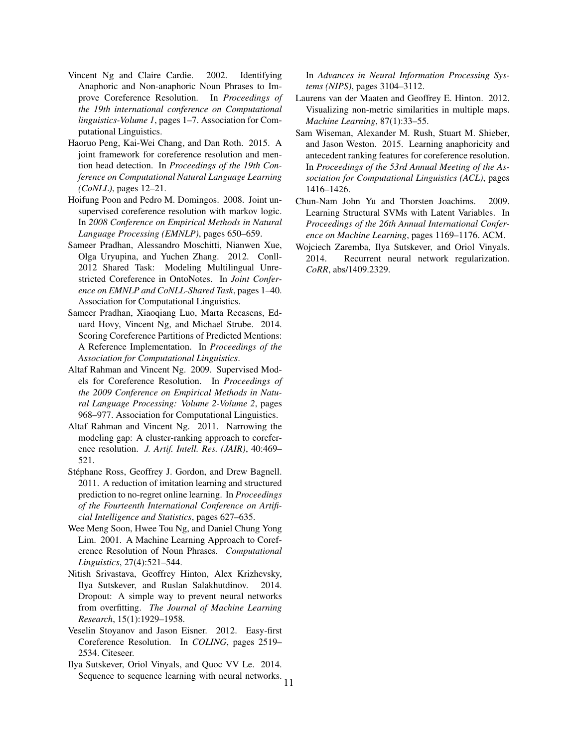Vincent Ng and Claire Cardie. 2002. Identifying Anaphoric and Non-anaphoric Noun Phrases to Improve Coreference Resolution. In *Proceedings of the 19th international conference on Computational linguistics-Volume 1*, pages 1–7. Association for Computational Linguistics.

Haoruo Peng, Kai-Wei Chang, and Dan Roth. 2015. A joint framework for coreference resolution and mention head detection. In *Proceedings of the 19th Conference on Computational Natural Language Learning (CoNLL)*, pages 12–21.

Hoifung Poon and Pedro M. Domingos. 2008. Joint unsupervised coreference resolution with markov logic. In *2008 Conference on Empirical Methods in Natural Language Processing (EMNLP)*, pages 650–659.

Sameer Pradhan, Alessandro Moschitti, Nianwen Xue, Olga Uryupina, and Yuchen Zhang. 2012. Conll-2012 Shared Task: Modeling Multilingual Unrestricted Coreference in OntoNotes. In *Joint Conference on EMNLP and CoNLL-Shared Task*, pages 1–40. Association for Computational Linguistics.

Sameer Pradhan, Xiaoqiang Luo, Marta Recasens, Eduard Hovy, Vincent Ng, and Michael Strube. 2014. Scoring Coreference Partitions of Predicted Mentions: A Reference Implementation. In *Proceedings of the Association for Computational Linguistics*.

Altaf Rahman and Vincent Ng. 2009. Supervised Models for Coreference Resolution. In *Proceedings of the 2009 Conference on Empirical Methods in Natural Language Processing: Volume 2-Volume 2*, pages 968–977. Association for Computational Linguistics.

Altaf Rahman and Vincent Ng. 2011. Narrowing the modeling gap: A cluster-ranking approach to coreference resolution. *J. Artif. Intell. Res. (JAIR)*, 40:469–521.

Stéphane Ross, Geoffrey J. Gordon, and Drew Bagnell. 2011. A reduction of imitation learning and structured prediction to no-regret online learning. In *Proceedings of the Fourteenth International Conference on Artificial Intelligence and Statistics*, pages 627–635.

Wee Meng Soon, Hwee Tou Ng, and Daniel Chung Yong Lim. 2001. A Machine Learning Approach to Coreference Resolution of Noun Phrases. *Computational Linguistics*, 27(4):521–544.

Nitish Srivastava, Geoffrey Hinton, Alex Krizhevsky, Ilya Sutskever, and Ruslan Salakhutdinov. 2014. Dropout: A simple way to prevent neural networks from overfitting. *The Journal of Machine Learning Research*, 15(1):1929–1958.

Veselin Stoyanov and Jason Eisner. 2012. Easy-first Coreference Resolution. In *COLING*, pages 2519–2534. Citeseer.

Ilya Sutskever, Oriol Vinyals, and Quoc VV Le. 2014. Sequence to sequence learning with neural networks. In *Advances in Neural Information Processing Systems (NIPS)*, pages 3104–3112.

Laurens van der Maaten and Geoffrey E. Hinton. 2012. Visualizing non-metric similarities in multiple maps. *Machine Learning*, 87(1):33–55.

Sam Wiseman, Alexander M. Rush, Stuart M. Shieber, and Jason Weston. 2015. Learning anaphoricity and antecedent ranking features for coreference resolution. In *Proceedings of the 53rd Annual Meeting of the Association for Computational Linguistics (ACL)*, pages 1416–1426.

Chun-Nam John Yu and Thorsten Joachims. 2009. Learning Structural SVMs with Latent Variables. In *Proceedings of the 26th Annual International Conference on Machine Learning*, pages 1169–1176. ACM.

Wojciech Zaremba, Ilya Sutskever, and Oriol Vinyals. 2014. Recurrent neural network regularization. *CoRR*, abs/1409.2329.